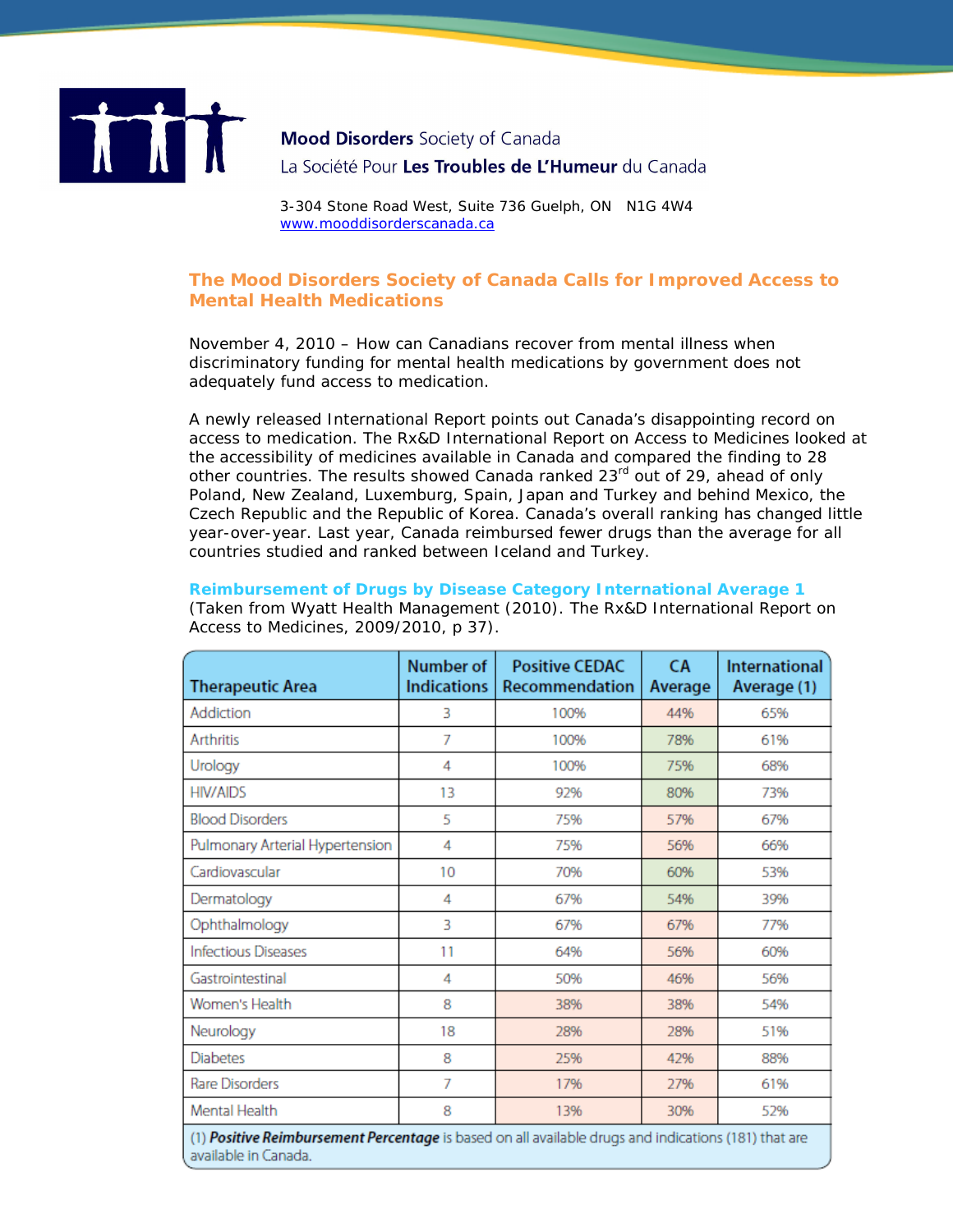**Mood Disorders** Society of Canada

La Société Pour **Les Troubles de L'Humeur** du Canada

3-304 Stone Road West, Suite 736 Guelph, ON N1G 4W4
www.mooddisorderscanada.ca

## The Mood Disorders Society of Canada Calls for Improved Access to Mental Health Medications

November 4, 2010 – How can Canadians recover from mental illness when discriminatory funding for mental health medications by government does not adequately fund access to medication.

A newly released International Report points out Canada's disappointing record on access to medication. The Rx&D International Report on Access to Medicines looked at the accessibility of medicines available in Canada and compared the finding to 28 other countries. The results showed Canada ranked 23rd out of 29, ahead of only Poland, New Zealand, Luxemburg, Spain, Japan and Turkey and behind Mexico, the Czech Republic and the Republic of Korea. Canada's overall ranking has changed little year-over-year. Last year, Canada reimbursed fewer drugs than the average for all countries studied and ranked between Iceland and Turkey.

### Reimbursement of Drugs by Disease Category International Average 1

(Taken from Wyatt Health Management (2010). The Rx&D International Report on Access to Medicines, 2009/2010, p 37).

| Therapeutic Area | Number of Indications | Positive CEDAC Recommendation | CA Average | International Average (1) |
|---|---|---|---|---|
| Addiction | 3 | 100% | 44% | 65% |
| Arthritis | 7 | 100% | 78% | 61% |
| Urology | 4 | 100% | 75% | 68% |
| HIV/AIDS | 13 | 92% | 80% | 73% |
| Blood Disorders | 5 | 75% | 57% | 67% |
| Pulmonary Arterial Hypertension | 4 | 75% | 56% | 66% |
| Cardiovascular | 10 | 70% | 60% | 53% |
| Dermatology | 4 | 67% | 54% | 39% |
| Ophthalmology | 3 | 67% | 67% | 77% |
| Infectious Diseases | 11 | 64% | 56% | 60% |
| Gastrointestinal | 4 | 50% | 46% | 56% |
| Women's Health | 8 | 38% | 38% | 54% |
| Neurology | 18 | 28% | 28% | 51% |
| Diabetes | 8 | 25% | 42% | 88% |
| Rare Disorders | 7 | 17% | 27% | 61% |
| Mental Health | 8 | 13% | 30% | 52% |

(1) ***Positive Reimbursement Percentage*** is based on all available drugs and indications (181) that are available in Canada.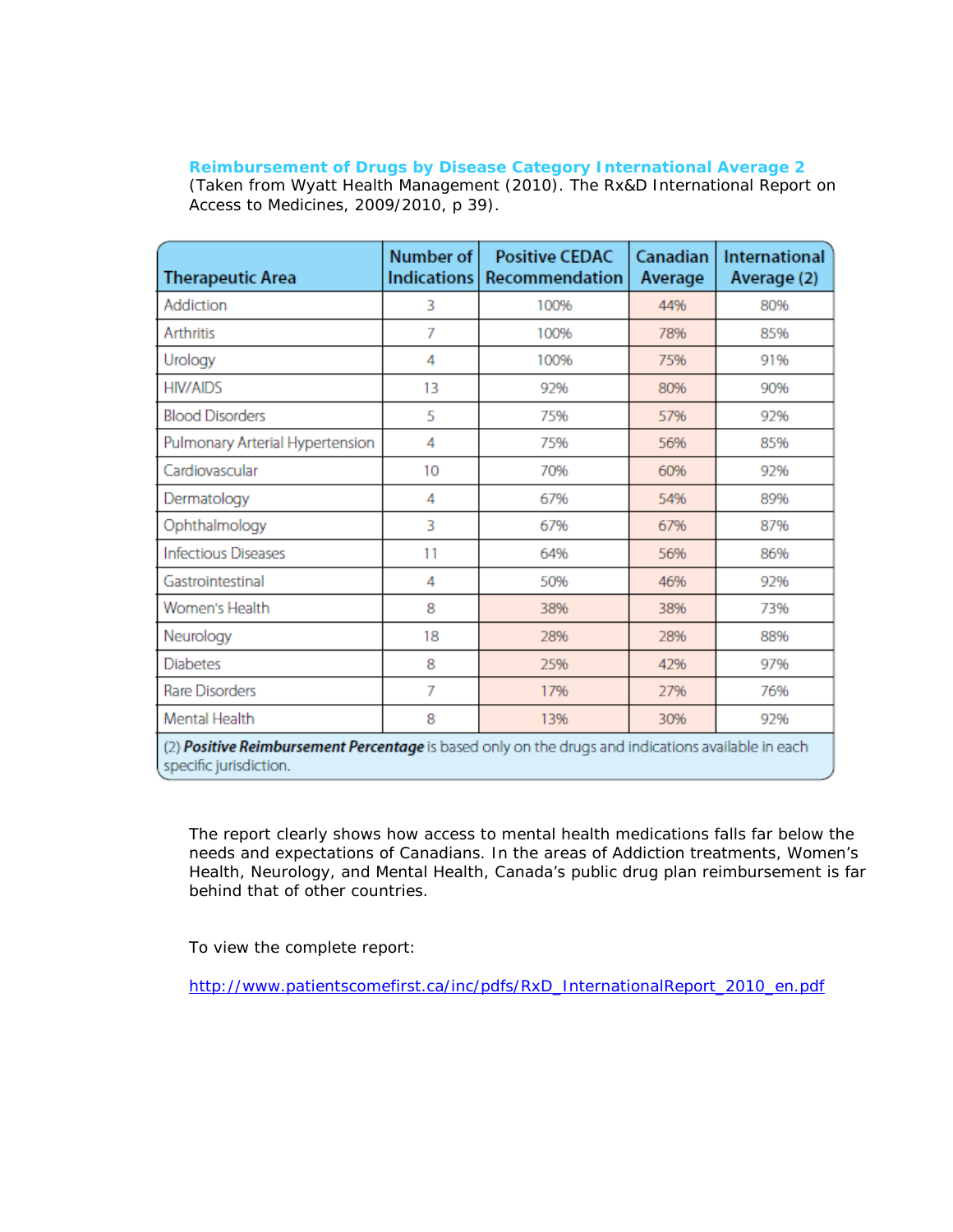**Reimbursement of Drugs by Disease Category International Average 2**

(Taken from Wyatt Health Management (2010). The Rx&D International Report on Access to Medicines, 2009/2010, p 39).

| Therapeutic Area | Number of Indications | Positive CEDAC Recommendation | Canadian Average | International Average (2) |
|---|---|---|---|---|
| Addiction | 3 | 100% | 44% | 80% |
| Arthritis | 7 | 100% | 78% | 85% |
| Urology | 4 | 100% | 75% | 91% |
| HIV/AIDS | 13 | 92% | 80% | 90% |
| Blood Disorders | 5 | 75% | 57% | 92% |
| Pulmonary Arterial Hypertension | 4 | 75% | 56% | 85% |
| Cardiovascular | 10 | 70% | 60% | 92% |
| Dermatology | 4 | 67% | 54% | 89% |
| Ophthalmology | 3 | 67% | 67% | 87% |
| Infectious Diseases | 11 | 64% | 56% | 86% |
| Gastrointestinal | 4 | 50% | 46% | 92% |
| Women's Health | 8 | 38% | 38% | 73% |
| Neurology | 18 | 28% | 28% | 88% |
| Diabetes | 8 | 25% | 42% | 97% |
| Rare Disorders | 7 | 17% | 27% | 76% |
| Mental Health | 8 | 13% | 30% | 92% |

(2) ***Positive Reimbursement Percentage*** is based only on the drugs and indications available in each specific jurisdiction.

The report clearly shows how access to mental health medications falls far below the needs and expectations of Canadians. In the areas of Addiction treatments, Women's Health, Neurology, and Mental Health, Canada's public drug plan reimbursement is far behind that of other countries.

To view the complete report:

http://www.patientscomefirst.ca/inc/pdfs/RxD_InternationalReport_2010_en.pdf